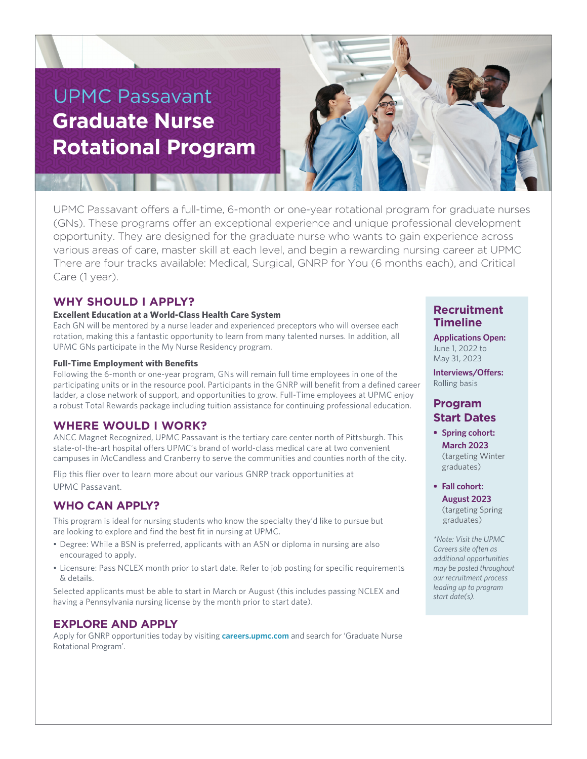# UPMC Passavant
# Graduate Nurse Rotational Program

UPMC Passavant offers a full-time, 6-month or one-year rotational program for graduate nurses (GNs). These programs offer an exceptional experience and unique professional development opportunity. They are designed for the graduate nurse who wants to gain experience across various areas of care, master skill at each level, and begin a rewarding nursing career at UPMC There are four tracks available: Medical, Surgical, GNRP for You (6 months each), and Critical Care (1 year).

## WHY SHOULD I APPLY?

**Excellent Education at a World-Class Health Care System**

Each GN will be mentored by a nurse leader and experienced preceptors who will oversee each rotation, making this a fantastic opportunity to learn from many talented nurses. In addition, all UPMC GNs participate in the My Nurse Residency program.

**Full-Time Employment with Benefits**

Following the 6-month or one-year program, GNs will remain full time employees in one of the participating units or in the resource pool. Participants in the GNRP will benefit from a defined career ladder, a close network of support, and opportunities to grow. Full-Time employees at UPMC enjoy a robust Total Rewards package including tuition assistance for continuing professional education.

## WHERE WOULD I WORK?

ANCC Magnet Recognized, UPMC Passavant is the tertiary care center north of Pittsburgh. This state-of-the-art hospital offers UPMC's brand of world-class medical care at two convenient campuses in McCandless and Cranberry to serve the communities and counties north of the city.

Flip this flier over to learn more about our various GNRP track opportunities at UPMC Passavant.

## WHO CAN APPLY?

This program is ideal for nursing students who know the specialty they'd like to pursue but are looking to explore and find the best fit in nursing at UPMC.

- Degree: While a BSN is preferred, applicants with an ASN or diploma in nursing are also encouraged to apply.
- Licensure: Pass NCLEX month prior to start date. Refer to job posting for specific requirements & details.

Selected applicants must be able to start in March or August (this includes passing NCLEX and having a Pennsylvania nursing license by the month prior to start date).

## EXPLORE AND APPLY

Apply for GNRP opportunities today by visiting **careers.upmc.com** and search for 'Graduate Nurse Rotational Program'.

## Recruitment Timeline

**Applications Open:**
June 1, 2022 to May 31, 2023

**Interviews/Offers:**
Rolling basis

## Program Start Dates

- **Spring cohort: March 2023** (targeting Winter graduates)
- **Fall cohort: August 2023** (targeting Spring graduates)

*\*Note: Visit the UPMC Careers site often as additional opportunities may be posted throughout our recruitment process leading up to program start date(s).*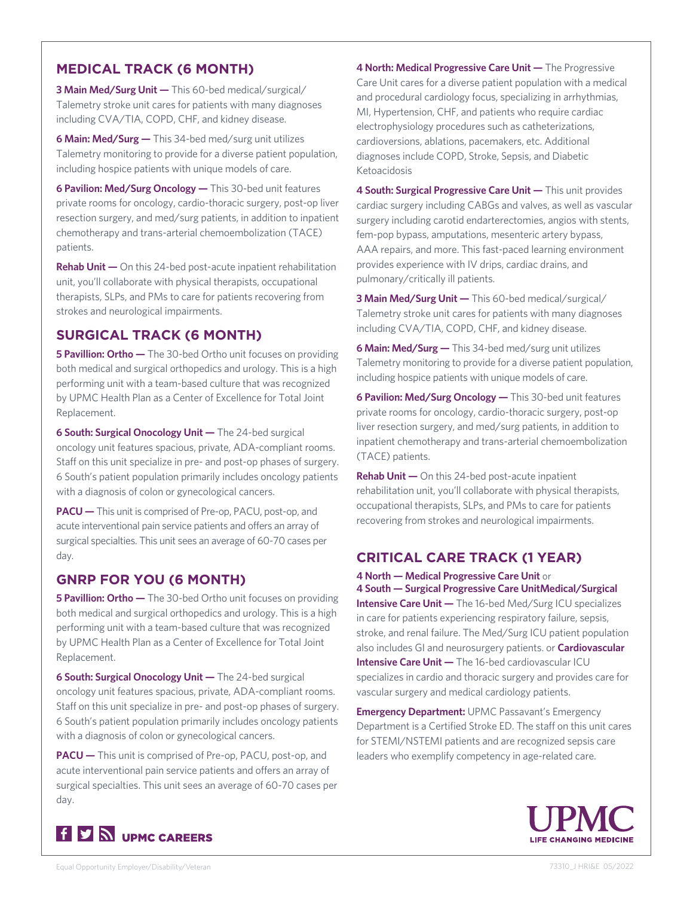## MEDICAL TRACK (6 MONTH)

**3 Main Med/Surg Unit —** This 60-bed medical/surgical/Talemetry stroke unit cares for patients with many diagnoses including CVA/TIA, COPD, CHF, and kidney disease.

**6 Main: Med/Surg —** This 34-bed med/surg unit utilizes Talemetry monitoring to provide for a diverse patient population, including hospice patients with unique models of care.

**6 Pavilion: Med/Surg Oncology —** This 30-bed unit features private rooms for oncology, cardio-thoracic surgery, post-op liver resection surgery, and med/surg patients, in addition to inpatient chemotherapy and trans-arterial chemoembolization (TACE) patients.

**Rehab Unit —** On this 24-bed post-acute inpatient rehabilitation unit, you'll collaborate with physical therapists, occupational therapists, SLPs, and PMs to care for patients recovering from strokes and neurological impairments.

## SURGICAL TRACK (6 MONTH)

**5 Pavillion: Ortho —** The 30-bed Ortho unit focuses on providing both medical and surgical orthopedics and urology. This is a high performing unit with a team-based culture that was recognized by UPMC Health Plan as a Center of Excellence for Total Joint Replacement.

**6 South: Surgical Onocology Unit —** The 24-bed surgical oncology unit features spacious, private, ADA-compliant rooms. Staff on this unit specialize in pre- and post-op phases of surgery. 6 South's patient population primarily includes oncology patients with a diagnosis of colon or gynecological cancers.

**PACU —** This unit is comprised of Pre-op, PACU, post-op, and acute interventional pain service patients and offers an array of surgical specialties. This unit sees an average of 60-70 cases per day.

## GNRP FOR YOU (6 MONTH)

**5 Pavillion: Ortho —** The 30-bed Ortho unit focuses on providing both medical and surgical orthopedics and urology. This is a high performing unit with a team-based culture that was recognized by UPMC Health Plan as a Center of Excellence for Total Joint Replacement.

**6 South: Surgical Onocology Unit —** The 24-bed surgical oncology unit features spacious, private, ADA-compliant rooms. Staff on this unit specialize in pre- and post-op phases of surgery. 6 South's patient population primarily includes oncology patients with a diagnosis of colon or gynecological cancers.

**PACU —** This unit is comprised of Pre-op, PACU, post-op, and acute interventional pain service patients and offers an array of surgical specialties. This unit sees an average of 60-70 cases per day.

**4 North: Medical Progressive Care Unit —** The Progressive Care Unit cares for a diverse patient population with a medical and procedural cardiology focus, specializing in arrhythmias, MI, Hypertension, CHF, and patients who require cardiac electrophysiology procedures such as catheterizations, cardioversions, ablations, pacemakers, etc. Additional diagnoses include COPD, Stroke, Sepsis, and Diabetic Ketoacidosis

**4 South: Surgical Progressive Care Unit —** This unit provides cardiac surgery including CABGs and valves, as well as vascular surgery including carotid endarterectomies, angios with stents, fem-pop bypass, amputations, mesenteric artery bypass, AAA repairs, and more. This fast-paced learning environment provides experience with IV drips, cardiac drains, and pulmonary/critically ill patients.

**3 Main Med/Surg Unit —** This 60-bed medical/surgical/Talemetry stroke unit cares for patients with many diagnoses including CVA/TIA, COPD, CHF, and kidney disease.

**6 Main: Med/Surg —** This 34-bed med/surg unit utilizes Talemetry monitoring to provide for a diverse patient population, including hospice patients with unique models of care.

**6 Pavilion: Med/Surg Oncology —** This 30-bed unit features private rooms for oncology, cardio-thoracic surgery, post-op liver resection surgery, and med/surg patients, in addition to inpatient chemotherapy and trans-arterial chemoembolization (TACE) patients.

**Rehab Unit —** On this 24-bed post-acute inpatient rehabilitation unit, you'll collaborate with physical therapists, occupational therapists, SLPs, and PMs to care for patients recovering from strokes and neurological impairments.

## CRITICAL CARE TRACK (1 YEAR)

**4 North — Medical Progressive Care Unit** or
**4 South — Surgical Progressive Care UnitMedical/Surgical Intensive Care Unit —** The 16-bed Med/Surg ICU specializes in care for patients experiencing respiratory failure, sepsis, stroke, and renal failure. The Med/Surg ICU patient population also includes GI and neurosurgery patients. or **Cardiovascular Intensive Care Unit —** The 16-bed cardiovascular ICU specializes in cardio and thoracic surgery and provides care for vascular surgery and medical cardiology patients.

**Emergency Department:** UPMC Passavant's Emergency Department is a Certified Stroke ED. The staff on this unit cares for STEMI/NSTEMI patients and are recognized sepsis care leaders who exemplify competency in age-related care.

UPMC CAREERS

UPMC LIFE CHANGING MEDICINE

Equal Opportunity Employer/Disability/Veteran

73310_J HRI&E 05/2022